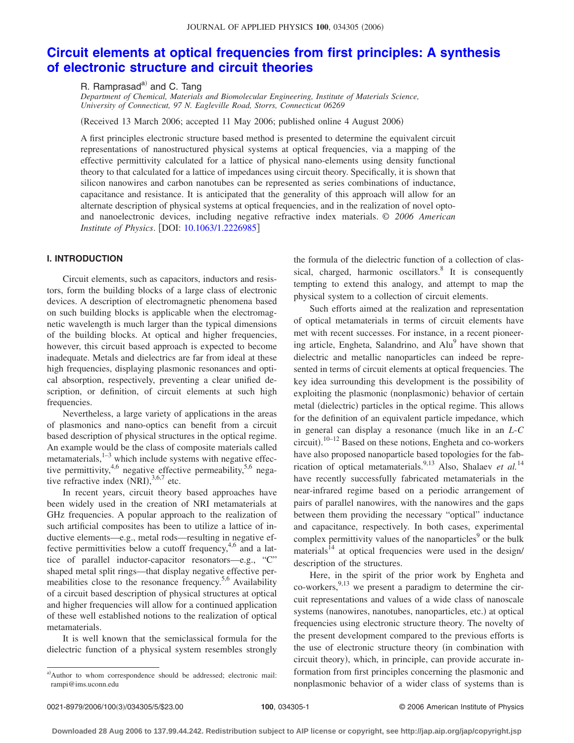# Circuit elements at optical frequencies from first principles: A synthesis of electronic structure and circuit theories

R. Ramprasad[a] and C. Tang

*Department of Chemical, Materials and Biomolecular Engineering, Institute of Materials Science, University of Connecticut, 97 N. Eagleville Road, Storrs, Connecticut 06269*

(Received 13 March 2006; accepted 11 May 2006; published online 4 August 2006)

A first principles electronic structure based method is presented to determine the equivalent circuit representations of nanostructured physical systems at optical frequencies, via a mapping of the effective permittivity calculated for a lattice of physical nano-elements using density functional theory to that calculated for a lattice of impedances using circuit theory. Specifically, it is shown that silicon nanowires and carbon nanotubes can be represented as series combinations of inductance, capacitance and resistance. It is anticipated that the generality of this approach will allow for an alternate description of physical systems at optical frequencies, and in the realization of novel opto- and nanoelectronic devices, including negative refractive index materials. © *2006 American Institute of Physics*. [DOI: 10.1063/1.2226985]

## I. INTRODUCTION

Circuit elements, such as capacitors, inductors and resistors, form the building blocks of a large class of electronic devices. A description of electromagnetic phenomena based on such building blocks is applicable when the electromagnetic wavelength is much larger than the typical dimensions of the building blocks. At optical and higher frequencies, however, this circuit based approach is expected to become inadequate. Metals and dielectrics are far from ideal at these high frequencies, displaying plasmonic resonances and optical absorption, respectively, preventing a clear unified description, or definition, of circuit elements at such high frequencies.

Nevertheless, a large variety of applications in the areas of plasmonics and nano-optics can benefit from a circuit based description of physical structures in the optical regime. An example would be the class of composite materials called metamaterials,[1–3] which include systems with negative effective permittivity,[4,6] negative effective permeability,[5,6] negative refractive index (NRI),[3,6,7] etc.

In recent years, circuit theory based approaches have been widely used in the creation of NRI metamaterials at GHz frequencies. A popular approach to the realization of such artificial composites has been to utilize a lattice of inductive elements—e.g., metal rods—resulting in negative effective permittivities below a cutoff frequency,[4,6] and a lattice of parallel inductor-capacitor resonators—e.g., "C" shaped metal split rings—that display negative effective permeabilities close to the resonance frequency.[5,6] Availability of a circuit based description of physical structures at optical and higher frequencies will allow for a continued application of these well established notions to the realization of optical metamaterials.

It is well known that the semiclassical formula for the dielectric function of a physical system resembles strongly the formula of the dielectric function of a collection of classical, charged, harmonic oscillators.[8] It is consequently tempting to extend this analogy, and attempt to map the physical system to a collection of circuit elements.

Such efforts aimed at the realization and representation of optical metamaterials in terms of circuit elements have met with recent successes. For instance, in a recent pioneering article, Engheta, Salandrino, and Alu[9] have shown that dielectric and metallic nanoparticles can indeed be represented in terms of circuit elements at optical frequencies. The key idea surrounding this development is the possibility of exploiting the plasmonic (nonplasmonic) behavior of certain metal (dielectric) particles in the optical regime. This allows for the definition of an equivalent particle impedance, which in general can display a resonance (much like in an *L-C* circuit).[10–12] Based on these notions, Engheta and co-workers have also proposed nanoparticle based topologies for the fabrication of optical metamaterials.[9,13] Also, Shalaev *et al.*[14] have recently successfully fabricated metamaterials in the near-infrared regime based on a periodic arrangement of pairs of parallel nanowires, with the nanowires and the gaps between them providing the necessary "optical" inductance and capacitance, respectively. In both cases, experimental complex permittivity values of the nanoparticles[9] or the bulk materials[14] at optical frequencies were used in the design/description of the structures.

Here, in the spirit of the prior work by Engheta and co-workers,[9,13] we present a paradigm to determine the circuit representations and values of a wide class of nanoscale systems (nanowires, nanotubes, nanoparticles, etc.) at optical frequencies using electronic structure theory. The novelty of the present development compared to the previous efforts is the use of electronic structure theory (in combination with circuit theory), which, in principle, can provide accurate information from first principles concerning the plasmonic and nonplasmonic behavior of a wider class of systems than is

[a]Author to whom correspondence should be addressed; electronic mail: rampi@ims.uconn.edu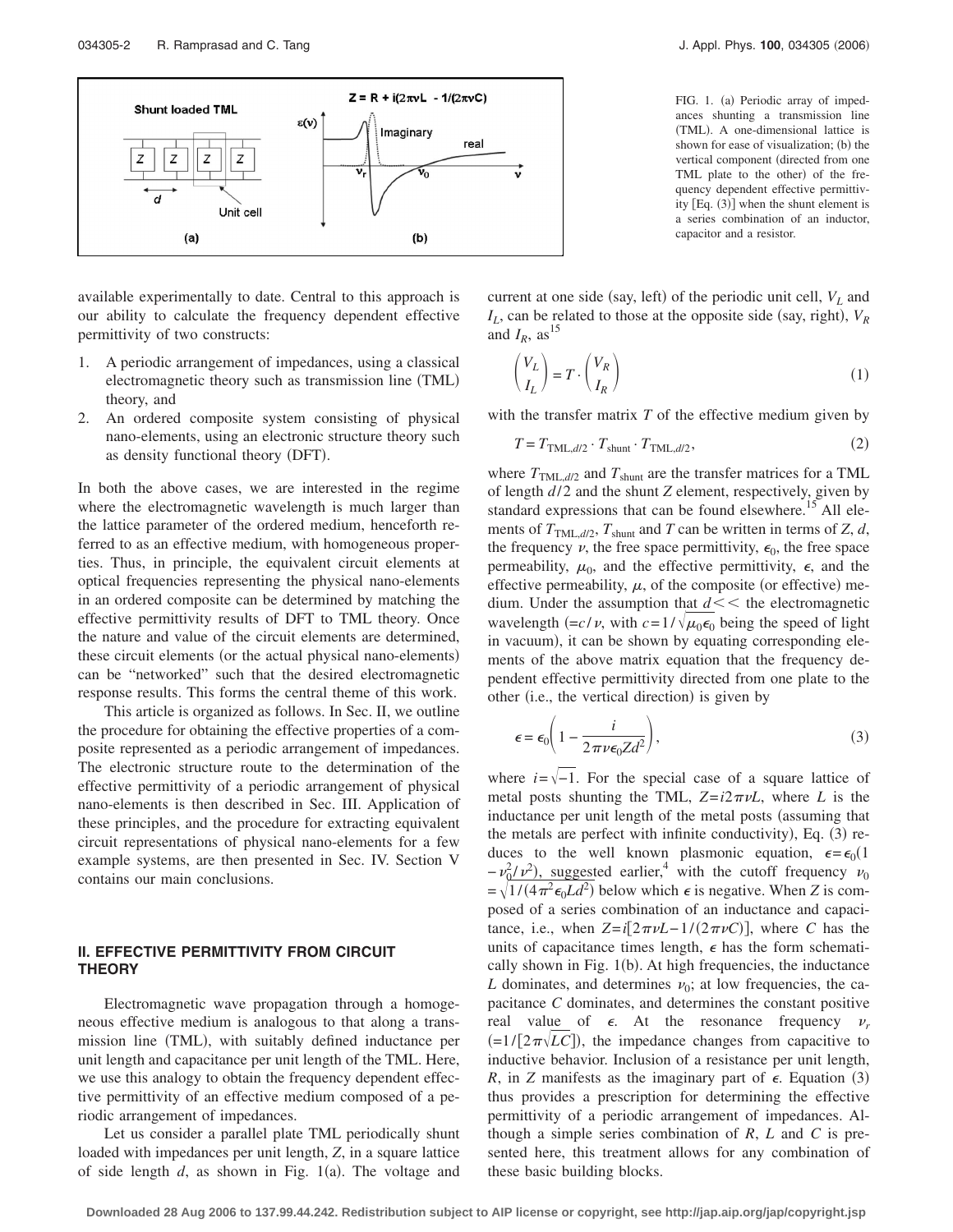FIG. 1. (a) Periodic array of impedances shunting a transmission line (TML). A one-dimensional lattice is shown for ease of visualization; (b) the vertical component (directed from one TML plate to the other) of the frequency dependent effective permittivity [Eq. (3)] when the shunt element is a series combination of an inductor, capacitor and a resistor.

available experimentally to date. Central to this approach is our ability to calculate the frequency dependent effective permittivity of two constructs:

1. A periodic arrangement of impedances, using a classical electromagnetic theory such as transmission line (TML) theory, and
2. An ordered composite system consisting of physical nano-elements, using an electronic structure theory such as density functional theory (DFT).

In both the above cases, we are interested in the regime where the electromagnetic wavelength is much larger than the lattice parameter of the ordered medium, henceforth referred to as an effective medium, with homogeneous properties. Thus, in principle, the equivalent circuit elements at optical frequencies representing the physical nano-elements in an ordered composite can be determined by matching the effective permittivity results of DFT to TML theory. Once the nature and value of the circuit elements are determined, these circuit elements (or the actual physical nano-elements) can be "networked" such that the desired electromagnetic response results. This forms the central theme of this work.

This article is organized as follows. In Sec. II, we outline the procedure for obtaining the effective properties of a composite represented as a periodic arrangement of impedances. The electronic structure route to the determination of the effective permittivity of a periodic arrangement of physical nano-elements is then described in Sec. III. Application of these principles, and the procedure for extracting equivalent circuit representations of physical nano-elements for a few example systems, are then presented in Sec. IV. Section V contains our main conclusions.

## II. EFFECTIVE PERMITTIVITY FROM CIRCUIT THEORY

Electromagnetic wave propagation through a homogeneous effective medium is analogous to that along a transmission line (TML), with suitably defined inductance per unit length and capacitance per unit length of the TML. Here, we use this analogy to obtain the frequency dependent effective permittivity of an effective medium composed of a periodic arrangement of impedances.

Let us consider a parallel plate TML periodically shunt loaded with impedances per unit length, $Z$, in a square lattice of side length $d$, as shown in Fig. 1(a). The voltage and current at one side (say, left) of the periodic unit cell, $V_L$ and $I_L$, can be related to those at the opposite side (say, right), $V_R$ and $I_R$, as[15]

$$\begin{pmatrix} V_L \\ I_L \end{pmatrix} = T \cdot \begin{pmatrix} V_R \\ I_R \end{pmatrix} \tag{1}$$

with the transfer matrix $T$ of the effective medium given by

$$T = T_{\mathrm{TML},d/2} \cdot T_{\mathrm{shunt}} \cdot T_{\mathrm{TML},d/2}, \tag{2}$$

where $T_{\mathrm{TML},d/2}$ and $T_{\mathrm{shunt}}$ are the transfer matrices for a TML of length $d/2$ and the shunt $Z$ element, respectively, given by standard expressions that can be found elsewhere.[15] All elements of $T_{\mathrm{TML},d/2}$, $T_{\mathrm{shunt}}$ and $T$ can be written in terms of $Z$, $d$, the frequency $\nu$, the free space permittivity, $\epsilon_0$, the free space permeability, $\mu_0$, and the effective permittivity, $\epsilon$, and the effective permeability, $\mu$, of the composite (or effective) medium. Under the assumption that $d \ll$ the electromagnetic wavelength ($=c/\nu$, with $c=1/\sqrt{\mu_0\epsilon_0}$ being the speed of light in vacuum), it can be shown by equating corresponding elements of the above matrix equation that the frequency dependent effective permittivity directed from one plate to the other (i.e., the vertical direction) is given by

$$\epsilon = \epsilon_0\left(1 - \frac{i}{2\pi\nu\epsilon_0 Z d^2}\right), \tag{3}$$

where $i=\sqrt{-1}$. For the special case of a square lattice of metal posts shunting the TML, $Z=i2\pi\nu L$, where $L$ is the inductance per unit length of the metal posts (assuming that the metals are perfect with infinite conductivity), Eq. (3) reduces to the well known plasmonic equation, $\epsilon=\epsilon_0(1-\nu_0^2/\nu^2)$, suggested earlier,[4] with the cutoff frequency $\nu_0 = \sqrt{1/(4\pi^2\epsilon_0 L d^2)}$ below which $\epsilon$ is negative. When $Z$ is composed of a series combination of an inductance and capacitance, i.e., when $Z=i[2\pi\nu L - 1/(2\pi\nu C)]$, where $C$ has the units of capacitance times length, $\epsilon$ has the form schematically shown in Fig. 1(b). At high frequencies, the inductance $L$ dominates, and determines $\nu_0$; at low frequencies, the capacitance $C$ dominates, and determines the constant positive real value of $\epsilon$. At the resonance frequency $\nu_r$ ($=1/[2\pi\sqrt{LC}]$), the impedance changes from capacitive to inductive behavior. Inclusion of a resistance per unit length, $R$, in $Z$ manifests as the imaginary part of $\epsilon$. Equation (3) thus provides a prescription for determining the effective permittivity of a periodic arrangement of impedances. Although a simple series combination of $R$, $L$ and $C$ is presented here, this treatment allows for any combination of these basic building blocks.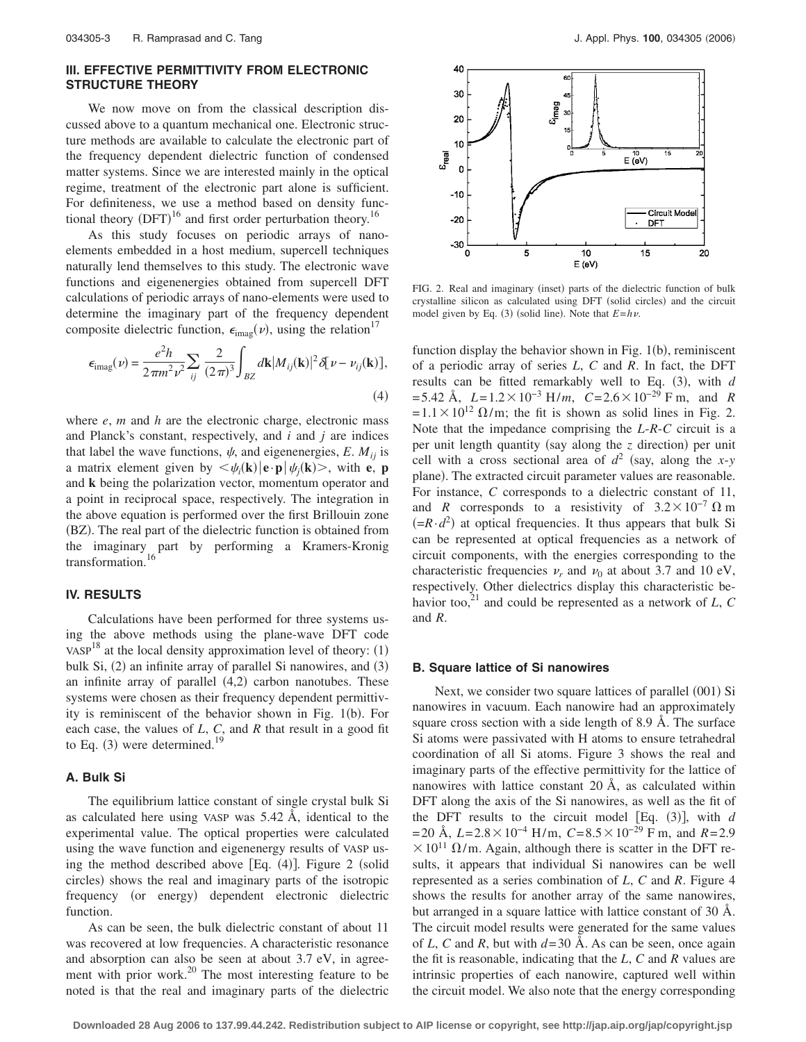## III. EFFECTIVE PERMITTIVITY FROM ELECTRONIC STRUCTURE THEORY

We now move on from the classical description discussed above to a quantum mechanical one. Electronic structure methods are available to calculate the electronic part of the frequency dependent dielectric function of condensed matter systems. Since we are interested mainly in the optical regime, treatment of the electronic part alone is sufficient. For definiteness, we use a method based on density functional theory (DFT)[16] and first order perturbation theory.[16]

As this study focuses on periodic arrays of nano-elements embedded in a host medium, supercell techniques naturally lend themselves to this study. The electronic wave functions and eigenenergies obtained from supercell DFT calculations of periodic arrays of nano-elements were used to determine the imaginary part of the frequency dependent composite dielectric function, $\epsilon_{\text{imag}}(\nu)$, using the relation[17]

$$\epsilon_{\text{imag}}(\nu) = \frac{e^2 h}{2\pi m^2 \nu^2} \sum_{ij} \frac{2}{(2\pi)^3} \int_{BZ} d\mathbf{k} |M_{ij}(\mathbf{k})|^2 \delta[\nu - \nu_{ij}(\mathbf{k})], \tag{4}$$

where $e$, $m$ and $h$ are the electronic charge, electronic mass and Planck's constant, respectively, and $i$ and $j$ are indices that label the wave functions, $\psi$, and eigenenergies, $E$. $M_{ij}$ is a matrix element given by $<\psi_i(\mathbf{k})|\mathbf{e}\cdot\mathbf{p}|\psi_j(\mathbf{k})>$, with $\mathbf{e}$, $\mathbf{p}$ and $\mathbf{k}$ being the polarization vector, momentum operator and a point in reciprocal space, respectively. The integration in the above equation is performed over the first Brillouin zone (BZ). The real part of the dielectric function is obtained from the imaginary part by performing a Kramers-Kronig transformation.[16]

## IV. RESULTS

Calculations have been performed for three systems using the above methods using the plane-wave DFT code VASP[18] at the local density approximation level of theory: (1) bulk Si, (2) an infinite array of parallel Si nanowires, and (3) an infinite array of parallel (4,2) carbon nanotubes. These systems were chosen as their frequency dependent permittivity is reminiscent of the behavior shown in Fig. 1(b). For each case, the values of $L$, $C$, and $R$ that result in a good fit to Eq. (3) were determined.[19]

### A. Bulk Si

The equilibrium lattice constant of single crystal bulk Si as calculated here using VASP was 5.42 Å, identical to the experimental value. The optical properties were calculated using the wave function and eigenenergy results of VASP using the method described above [Eq. (4)]. Figure 2 (solid circles) shows the real and imaginary parts of the isotropic frequency (or energy) dependent electronic dielectric function.

As can be seen, the bulk dielectric constant of about 11 was recovered at low frequencies. A characteristic resonance and absorption can also be seen at about 3.7 eV, in agreement with prior work.[20] The most interesting feature to be noted is that the real and imaginary parts of the dielectric function display the behavior shown in Fig. 1(b), reminiscent of a periodic array of series $L$, $C$ and $R$. In fact, the DFT results can be fitted remarkably well to Eq. (3), with $d = 5.42$ Å, $L = 1.2\times10^{-3}$ H/$m$, $C = 2.6\times10^{-29}$ F m, and $R = 1.1\times10^{12}$ Ω/m; the fit is shown as solid lines in Fig. 2. Note that the impedance comprising the $L$-$R$-$C$ circuit is a per unit length quantity (say along the $z$ direction) per unit cell with a cross sectional area of $d^2$ (say, along the $x$-$y$ plane). The extracted circuit parameter values are reasonable. For instance, $C$ corresponds to a dielectric constant of 11, and $R$ corresponds to a resistivity of $3.2\times10^{-7}$ Ω m ($=R\cdot d^2$) at optical frequencies. It thus appears that bulk Si can be represented at optical frequencies as a network of circuit components, with the energies corresponding to the characteristic frequencies $\nu_r$ and $\nu_0$ at about 3.7 and 10 eV, respectively. Other dielectrics display this characteristic behavior too,[21] and could be represented as a network of $L$, $C$ and $R$.

FIG. 2. Real and imaginary (inset) parts of the dielectric function of bulk crystalline silicon as calculated using DFT (solid circles) and the circuit model given by Eq. (3) (solid line). Note that $E=h\nu$.

### B. Square lattice of Si nanowires

Next, we consider two square lattices of parallel (001) Si nanowires in vacuum. Each nanowire had an approximately square cross section with a side length of 8.9 Å. The surface Si atoms were passivated with H atoms to ensure tetrahedral coordination of all Si atoms. Figure 3 shows the real and imaginary parts of the effective permittivity for the lattice of nanowires with lattice constant 20 Å, as calculated within DFT along the axis of the Si nanowires, as well as the fit of the DFT results to the circuit model [Eq. (3)], with $d = 20$ Å, $L = 2.8\times10^{-4}$ H/m, $C = 8.5\times10^{-29}$ F m, and $R = 2.9\times10^{11}$ Ω/m. Again, although there is scatter in the DFT results, it appears that individual Si nanowires can be well represented as a series combination of $L$, $C$ and $R$. Figure 4 shows the results for another array of the same nanowires, but arranged in a square lattice with lattice constant of 30 Å. The circuit model results were generated for the same values of $L$, $C$ and $R$, but with $d = 30$ Å. As can be seen, once again the fit is reasonable, indicating that the $L$, $C$ and $R$ values are intrinsic properties of each nanowire, captured well within the circuit model. We also note that the energy corresponding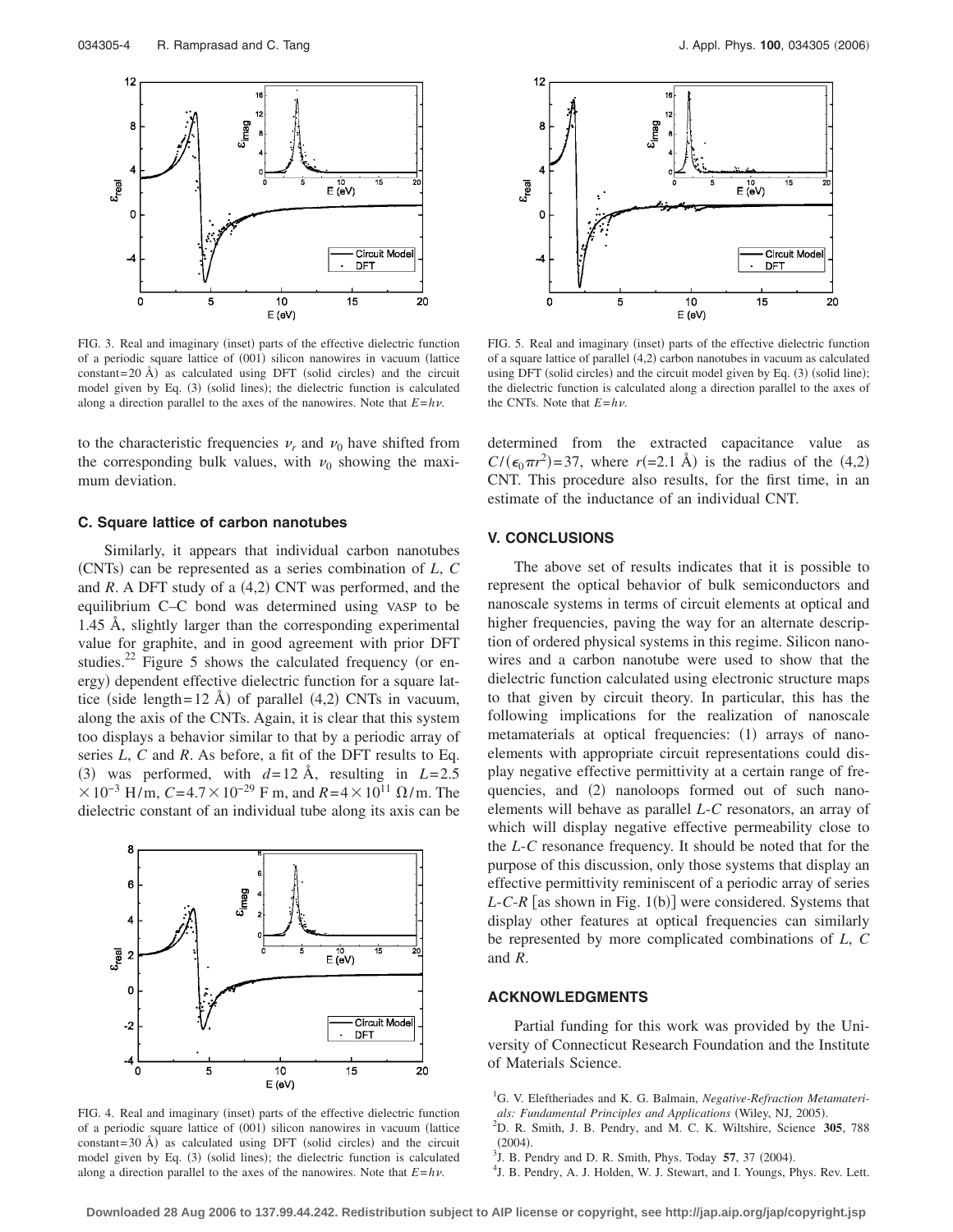FIG. 3. Real and imaginary (inset) parts of the effective dielectric function of a periodic square lattice of (001) silicon nanowires in vacuum (lattice constant=20 Å) as calculated using DFT (solid circles) and the circuit model given by Eq. (3) (solid lines); the dielectric function is calculated along a direction parallel to the axes of the nanowires. Note that $E=h\nu$.

to the characteristic frequencies $\nu_r$ and $\nu_0$ have shifted from the corresponding bulk values, with $\nu_0$ showing the maximum deviation.

### C. Square lattice of carbon nanotubes

Similarly, it appears that individual carbon nanotubes (CNTs) can be represented as a series combination of $L$, $C$ and $R$. A DFT study of a (4,2) CNT was performed, and the equilibrium C–C bond was determined using VASP to be 1.45 Å, slightly larger than the corresponding experimental value for graphite, and in good agreement with prior DFT studies.[22] Figure 5 shows the calculated frequency (or energy) dependent effective dielectric function for a square lattice (side length=12 Å) of parallel (4,2) CNTs in vacuum, along the axis of the CNTs. Again, it is clear that this system too displays a behavior similar to that by a periodic array of series $L$, $C$ and $R$. As before, a fit of the DFT results to Eq. (3) was performed, with $d=12$ Å, resulting in $L=2.5\times10^{-3}$ H/m, $C=4.7\times10^{-29}$ F m, and $R=4\times10^{11}$ $\Omega$/m. The dielectric constant of an individual tube along its axis can be determined from the extracted capacitance value as $C/(\epsilon_0\pi r^2)=37$, where $r(=2.1$ Å) is the radius of the (4,2) CNT. This procedure also results, for the first time, in an estimate of the inductance of an individual CNT.

FIG. 4. Real and imaginary (inset) parts of the effective dielectric function of a periodic square lattice of (001) silicon nanowires in vacuum (lattice constant=30 Å) as calculated using DFT (solid circles) and the circuit model given by Eq. (3) (solid lines); the dielectric function is calculated along a direction parallel to the axes of the nanowires. Note that $E=h\nu$.

FIG. 5. Real and imaginary (inset) parts of the effective dielectric function of a square lattice of parallel (4,2) carbon nanotubes in vacuum as calculated using DFT (solid circles) and the circuit model given by Eq. (3) (solid line); the dielectric function is calculated along a direction parallel to the axes of the CNTs. Note that $E=h\nu$.

## V. CONCLUSIONS

The above set of results indicates that it is possible to represent the optical behavior of bulk semiconductors and nanoscale systems in terms of circuit elements at optical and higher frequencies, paving the way for an alternate description of ordered physical systems in this regime. Silicon nanowires and a carbon nanotube were used to show that the dielectric function calculated using electronic structure maps to that given by circuit theory. In particular, this has the following implications for the realization of nanoscale metamaterials at optical frequencies: (1) arrays of nanoelements with appropriate circuit representations could display negative effective permittivity at a certain range of frequencies, and (2) nanoloops formed out of such nanoelements will behave as parallel $L$-$C$ resonators, an array of which will display negative effective permeability close to the $L$-$C$ resonance frequency. It should be noted that for the purpose of this discussion, only those systems that display an effective permittivity reminiscent of a periodic array of series $L$-$C$-$R$ [as shown in Fig. 1(b)] were considered. Systems that display other features at optical frequencies can similarly be represented by more complicated combinations of $L$, $C$ and $R$.

## ACKNOWLEDGMENTS

Partial funding for this work was provided by the University of Connecticut Research Foundation and the Institute of Materials Science.

[1] G. V. Eleftheriades and K. G. Balmain, *Negative-Refraction Metamaterials: Fundamental Principles and Applications* (Wiley, NJ, 2005).

[2] D. R. Smith, J. B. Pendry, and M. C. K. Wiltshire, Science **305**, 788 (2004).

[3] J. B. Pendry and D. R. Smith, Phys. Today **57**, 37 (2004).

[4] J. B. Pendry, A. J. Holden, W. J. Stewart, and I. Youngs, Phys. Rev. Lett.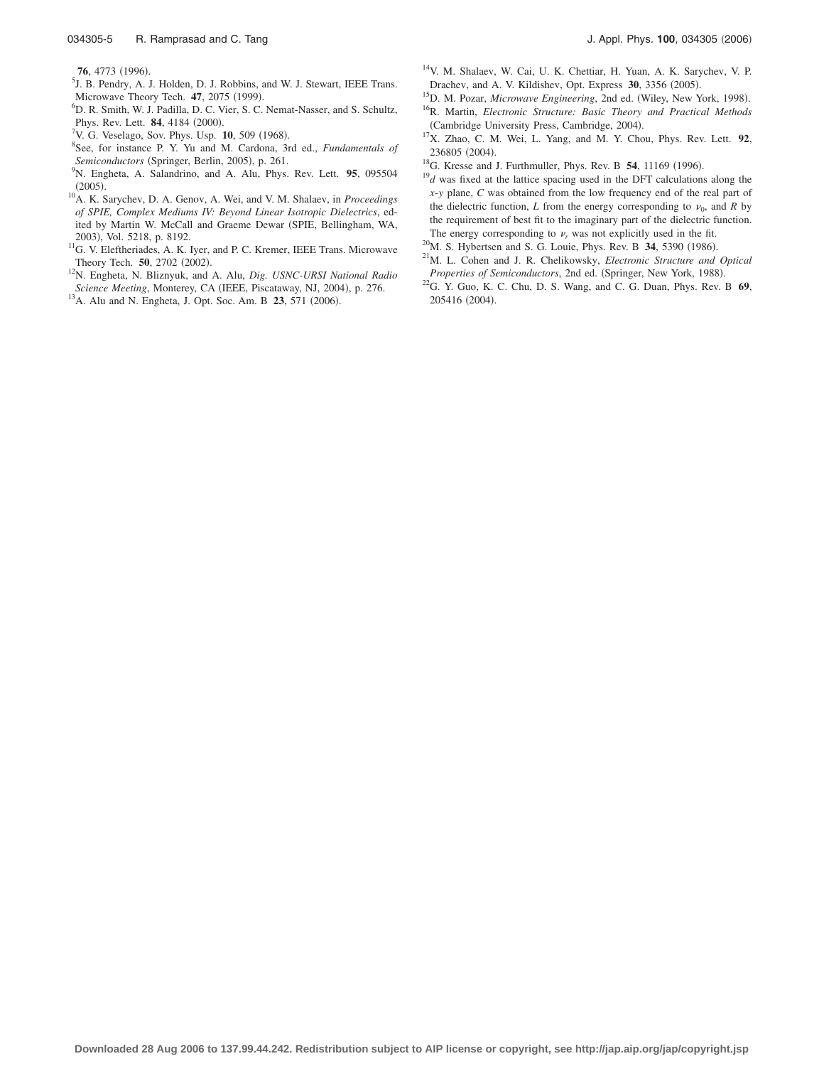76, 4773 (1996).

[5]J. B. Pendry, A. J. Holden, D. J. Robbins, and W. J. Stewart, IEEE Trans. Microwave Theory Tech. **47**, 2075 (1999).

[6]D. R. Smith, W. J. Padilla, D. C. Vier, S. C. Nemat-Nasser, and S. Schultz, Phys. Rev. Lett. **84**, 4184 (2000).

[7]V. G. Veselago, Sov. Phys. Usp. **10**, 509 (1968).

[8]See, for instance P. Y. Yu and M. Cardona, 3rd ed., *Fundamentals of Semiconductors* (Springer, Berlin, 2005), p. 261.

[9]N. Engheta, A. Salandrino, and A. Alu, Phys. Rev. Lett. **95**, 095504 (2005).

[10]A. K. Sarychev, D. A. Genov, A. Wei, and V. M. Shalaev, in *Proceedings of SPIE, Complex Mediums IV: Beyond Linear Isotropic Dielectrics*, edited by Martin W. McCall and Graeme Dewar (SPIE, Bellingham, WA, 2003), Vol. 5218, p. 8192.

[11]G. V. Eleftheriades, A. K. Iyer, and P. C. Kremer, IEEE Trans. Microwave Theory Tech. **50**, 2702 (2002).

[12]N. Engheta, N. Bliznyuk, and A. Alu, *Dig. USNC-URSI National Radio Science Meeting*, Monterey, CA (IEEE, Piscataway, NJ, 2004), p. 276.

[13]A. Alu and N. Engheta, J. Opt. Soc. Am. B **23**, 571 (2006).

[14]V. M. Shalaev, W. Cai, U. K. Chettiar, H. Yuan, A. K. Sarychev, V. P. Drachev, and A. V. Kildishev, Opt. Express **30**, 3356 (2005).

[15]D. M. Pozar, *Microwave Engineering*, 2nd ed. (Wiley, New York, 1998).

[16]R. Martin, *Electronic Structure: Basic Theory and Practical Methods* (Cambridge University Press, Cambridge, 2004).

[17]X. Zhao, C. M. Wei, L. Yang, and M. Y. Chou, Phys. Rev. Lett. **92**, 236805 (2004).

[18]G. Kresse and J. Furthmuller, Phys. Rev. B **54**, 11169 (1996).

[19]$d$ was fixed at the lattice spacing used in the DFT calculations along the $x$-$y$ plane, $C$ was obtained from the low frequency end of the real part of the dielectric function, $L$ from the energy corresponding to $\nu_0$, and $R$ by the requirement of best fit to the imaginary part of the dielectric function. The energy corresponding to $\nu_r$ was not explicitly used in the fit.

[20]M. S. Hybertsen and S. G. Louie, Phys. Rev. B **34**, 5390 (1986).

[21]M. L. Cohen and J. R. Chelikowsky, *Electronic Structure and Optical Properties of Semiconductors*, 2nd ed. (Springer, New York, 1988).

[22]G. Y. Guo, K. C. Chu, D. S. Wang, and C. G. Duan, Phys. Rev. B **69**, 205416 (2004).